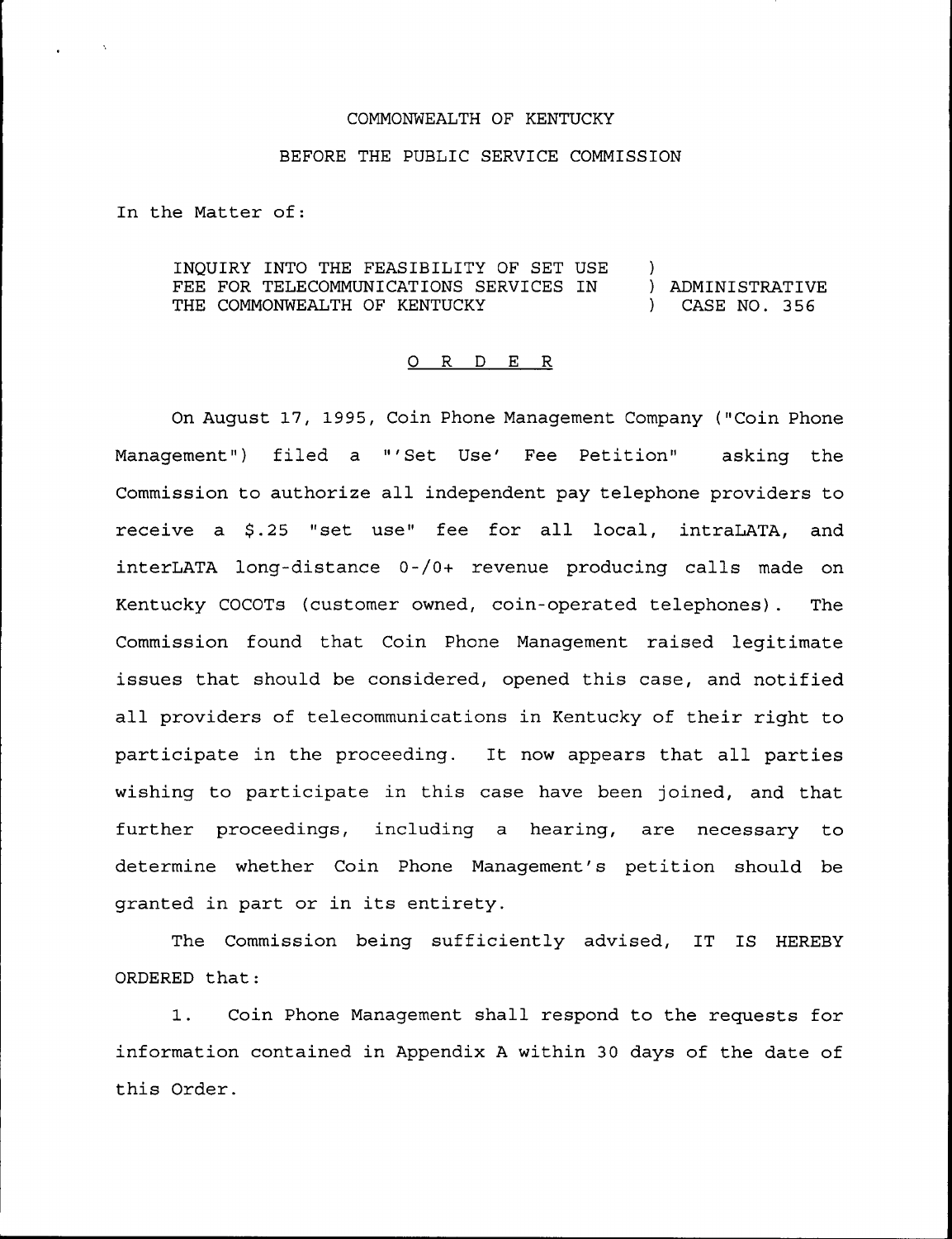COMMONWEALTH OF KENTUCKY

BEFORE THE PUBLIC SERVICE COMMISSION

In the Matter of:

INQUIRY INTO THE FEASIBILITY OF SET USE FEE FOR TELECOMMUNICATIONS SERVICES IN THE COMMONWEALTH OF KENTUCKY ) ADMINISTRATIVE CASE NO. 356

O R D E R

On August 17, 1995, Coin Phone Management Company ("Coin Phone Management") filed a "'Set Use' Fee Petition" asking the Commission to authorize all independent pay telephone providers to receive a $.25 "set use" fee for all local, intraLATA, and interLATA long-distance 0-/0+ revenue producing calls made on Kentucky COCOTs (customer owned, coin-operated telephones). The Commission found that Coin Phone Management raised legitimate issues that should be considered, opened this case, and notified all providers of telecommunications in Kentucky of their right to participate in the proceeding. It now appears that all parties wishing to participate in this case have been joined, and that further proceedings, including a hearing, are necessary to determine whether Coin Phone Management's petition should be granted in part or in its entirety.

The Commission being sufficiently advised, IT IS HEREBY ORDERED that:

1. Coin Phone Management shall respond to the requests for information contained in Appendix A within 30 days of the date of this Order.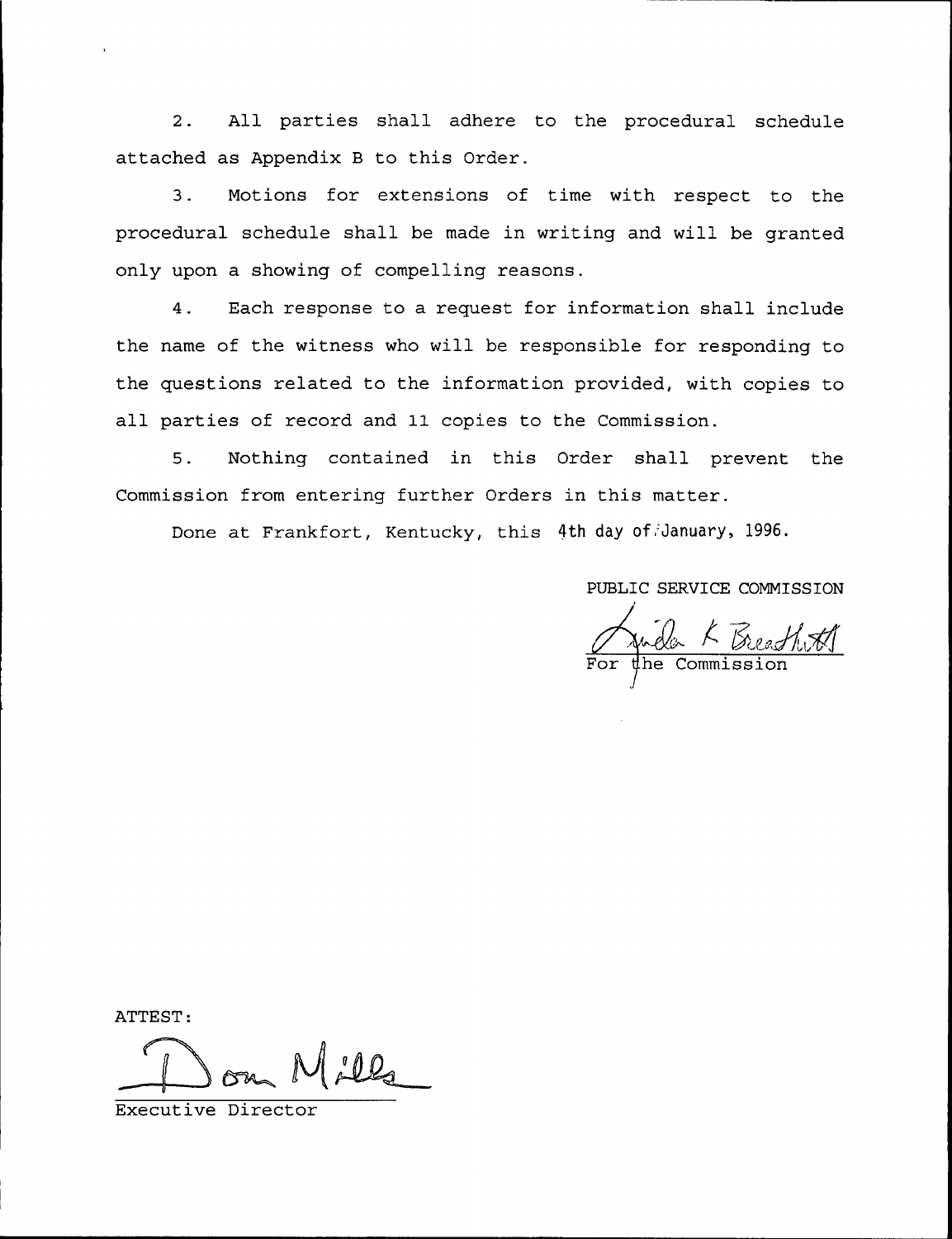2. All parties shall adhere to the procedural schedule attached as Appendix B to this Order.

3. Motions for extensions of time with respect to the procedural schedule shall be made in writing and will be granted only upon a showing of compelling reasons.

4. Each response to a request for information shall include the name of the witness who will be responsible for responding to the questions related to the information provided, with copies to all parties of record and 11 copies to the Commission.

5. Nothing contained in this Order shall prevent the Commission from entering further Orders in this matter.

Done at Frankfort, Kentucky, this 4th day of January, 1996.

PUBLIC SERVICE COMMISSION

For the Commission

ATTEST:

Executive Director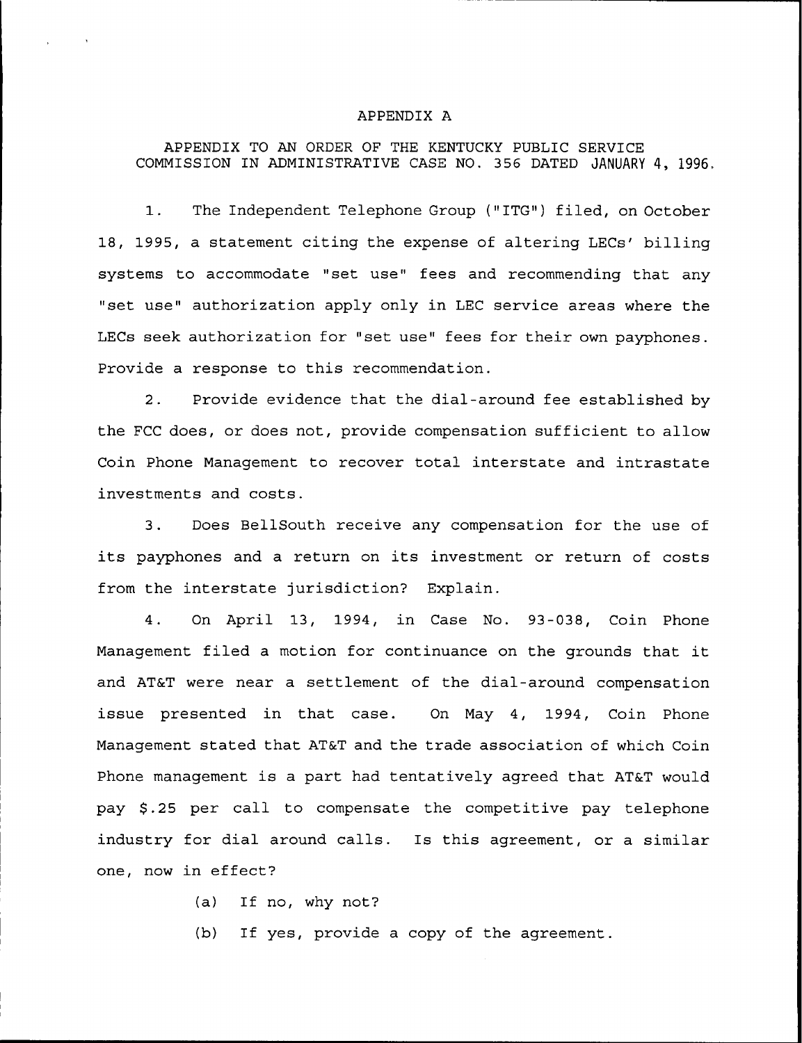# APPENDIX A

APPENDIX TO AN ORDER OF THE KENTUCKY PUBLIC SERVICE COMMISSION IN ADMINISTRATIVE CASE NO. 356 DATED JANUARY 4, 1996.

1. The Independent Telephone Group ("ITG") filed, on October 18, 1995, a statement citing the expense of altering LECs' billing systems to accommodate "set use" fees and recommending that any "set use" authorization apply only in LEC service areas where the LECs seek authorization for "set use" fees for their own payphones. Provide a response to this recommendation.

2. Provide evidence that the dial-around fee established by the FCC does, or does not, provide compensation sufficient to allow Coin Phone Management to recover total interstate and intrastate investments and costs.

3. Does BellSouth receive any compensation for the use of its payphones and a return on its investment or return of costs from the interstate jurisdiction? Explain.

4. On April 13, 1994, in Case No. 93-038, Coin Phone Management filed a motion for continuance on the grounds that it and AT&T were near a settlement of the dial-around compensation issue presented in that case. On May 4, 1994, Coin Phone Management stated that AT&T and the trade association of which Coin Phone management is a part had tentatively agreed that AT&T would pay $.25 per call to compensate the competitive pay telephone industry for dial around calls. Is this agreement, or a similar one, now in effect?

   (a) If no, why not?

   (b) If yes, provide a copy of the agreement.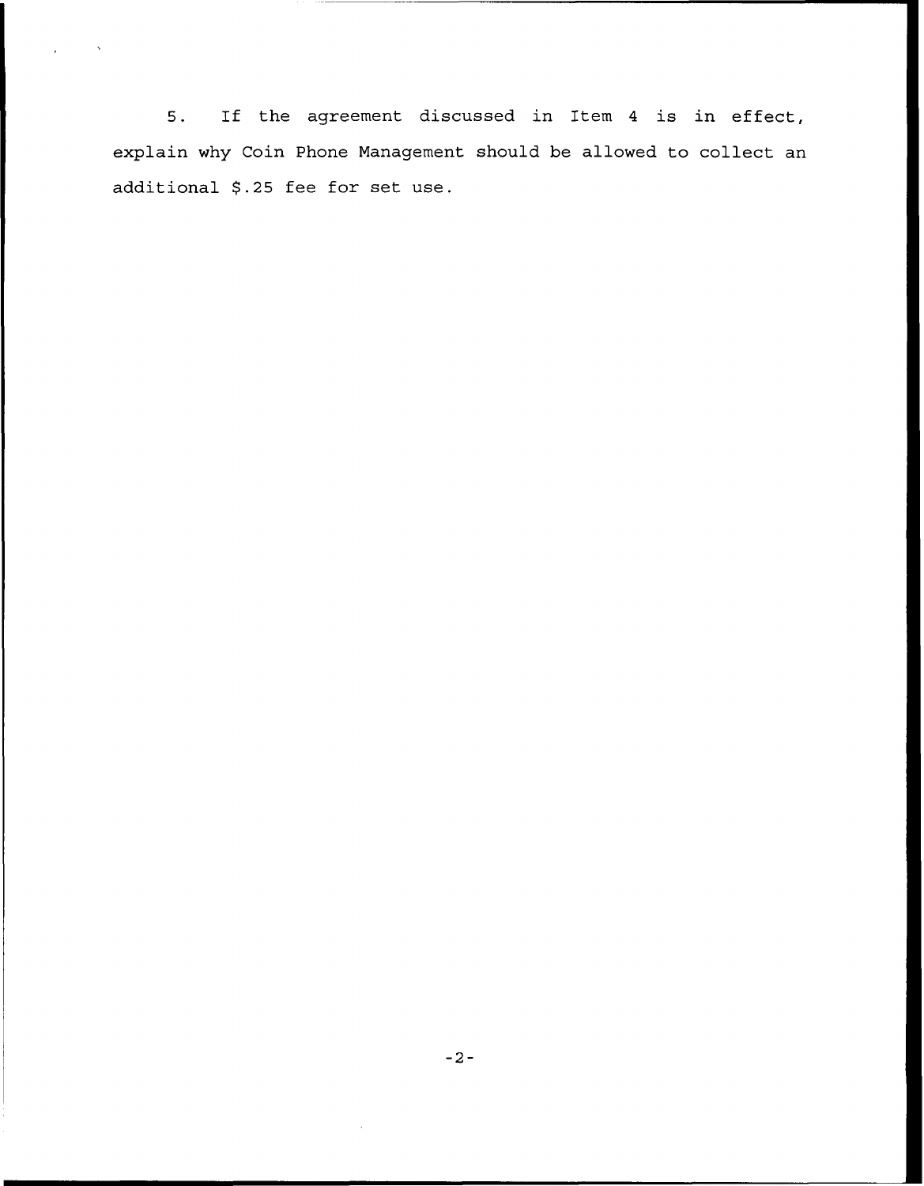5. If the agreement discussed in Item 4 is in effect, explain why Coin Phone Management should be allowed to collect an additional $.25 fee for set use.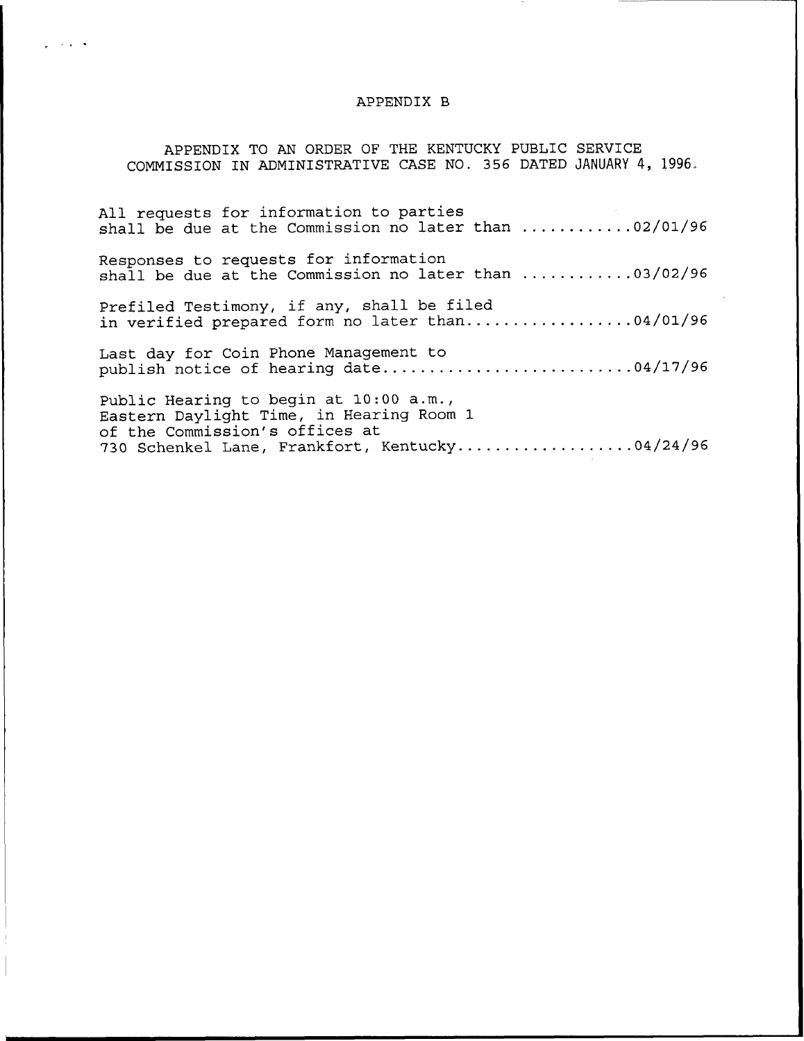# APPENDIX B

APPENDIX TO AN ORDER OF THE KENTUCKY PUBLIC SERVICE COMMISSION IN ADMINISTRATIVE CASE NO. 356 DATED JANUARY 4, 1996.

All requests for information to parties shall be due at the Commission no later than ............02/01/96

Responses to requests for information shall be due at the Commission no later than ............03/02/96

Prefiled Testimony, if any, shall be filed in verified prepared form no later than..................04/01/96

Last day for Coin Phone Management to publish notice of hearing date...........................04/17/96

Public Hearing to begin at 10:00 a.m., Eastern Daylight Time, in Hearing Room 1 of the Commission's offices at 730 Schenkel Lane, Frankfort, Kentucky...................04/24/96